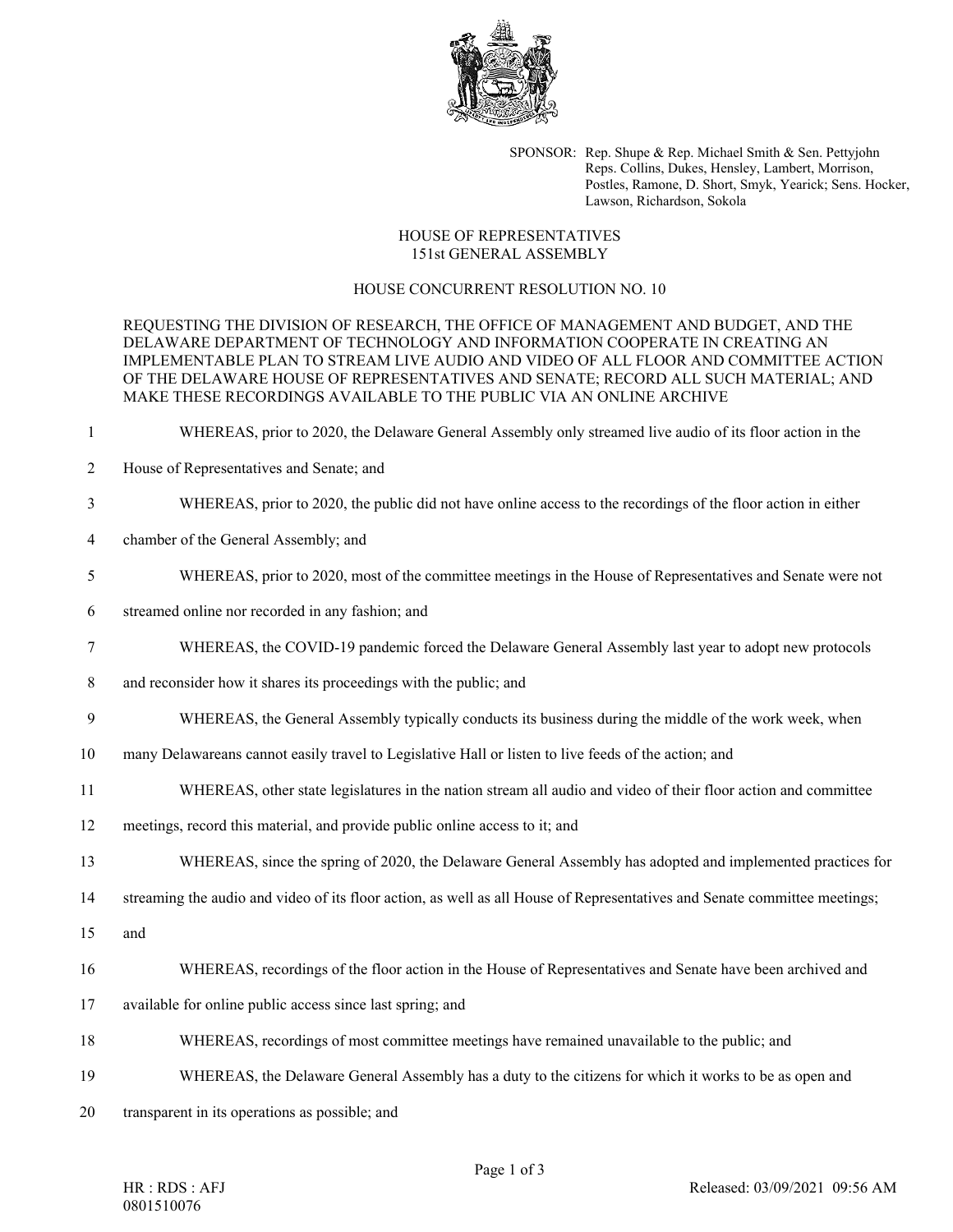SPONSOR: Rep. Shupe & Rep. Michael Smith & Sen. Pettyjohn
Reps. Collins, Dukes, Hensley, Lambert, Morrison, Postles, Ramone, D. Short, Smyk, Yearick; Sens. Hocker, Lawson, Richardson, Sokola

# HOUSE OF REPRESENTATIVES
## 151st GENERAL ASSEMBLY

## HOUSE CONCURRENT RESOLUTION NO. 10

REQUESTING THE DIVISION OF RESEARCH, THE OFFICE OF MANAGEMENT AND BUDGET, AND THE DELAWARE DEPARTMENT OF TECHNOLOGY AND INFORMATION COOPERATE IN CREATING AN IMPLEMENTABLE PLAN TO STREAM LIVE AUDIO AND VIDEO OF ALL FLOOR AND COMMITTEE ACTION OF THE DELAWARE HOUSE OF REPRESENTATIVES AND SENATE; RECORD ALL SUCH MATERIAL; AND MAKE THESE RECORDINGS AVAILABLE TO THE PUBLIC VIA AN ONLINE ARCHIVE

1 WHEREAS, prior to 2020, the Delaware General Assembly only streamed live audio of its floor action in the
2 House of Representatives and Senate; and
3 WHEREAS, prior to 2020, the public did not have online access to the recordings of the floor action in either
4 chamber of the General Assembly; and
5 WHEREAS, prior to 2020, most of the committee meetings in the House of Representatives and Senate were not
6 streamed online nor recorded in any fashion; and
7 WHEREAS, the COVID-19 pandemic forced the Delaware General Assembly last year to adopt new protocols
8 and reconsider how it shares its proceedings with the public; and
9 WHEREAS, the General Assembly typically conducts its business during the middle of the work week, when
10 many Delawareans cannot easily travel to Legislative Hall or listen to live feeds of the action; and
11 WHEREAS, other state legislatures in the nation stream all audio and video of their floor action and committee
12 meetings, record this material, and provide public online access to it; and
13 WHEREAS, since the spring of 2020, the Delaware General Assembly has adopted and implemented practices for
14 streaming the audio and video of its floor action, as well as all House of Representatives and Senate committee meetings;
15 and
16 WHEREAS, recordings of the floor action in the House of Representatives and Senate have been archived and
17 available for online public access since last spring; and
18 WHEREAS, recordings of most committee meetings have remained unavailable to the public; and
19 WHEREAS, the Delaware General Assembly has a duty to the citizens for which it works to be as open and
20 transparent in its operations as possible; and

HR : RDS : AFJ
0801510076

Released: 03/09/2021 09:56 AM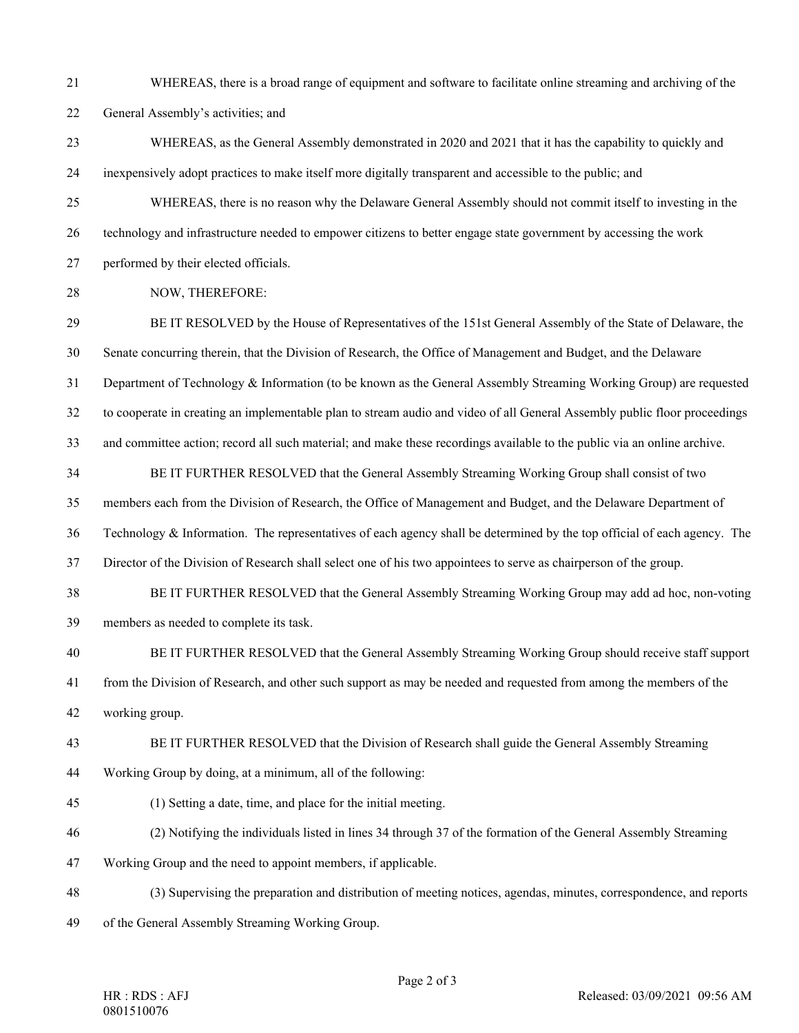WHEREAS, there is a broad range of equipment and software to facilitate online streaming and archiving of the General Assembly's activities; and

WHEREAS, as the General Assembly demonstrated in 2020 and 2021 that it has the capability to quickly and inexpensively adopt practices to make itself more digitally transparent and accessible to the public; and

WHEREAS, there is no reason why the Delaware General Assembly should not commit itself to investing in the technology and infrastructure needed to empower citizens to better engage state government by accessing the work performed by their elected officials.

NOW, THEREFORE:

BE IT RESOLVED by the House of Representatives of the 151st General Assembly of the State of Delaware, the Senate concurring therein, that the Division of Research, the Office of Management and Budget, and the Delaware Department of Technology & Information (to be known as the General Assembly Streaming Working Group) are requested to cooperate in creating an implementable plan to stream audio and video of all General Assembly public floor proceedings and committee action; record all such material; and make these recordings available to the public via an online archive.

BE IT FURTHER RESOLVED that the General Assembly Streaming Working Group shall consist of two members each from the Division of Research, the Office of Management and Budget, and the Delaware Department of Technology & Information. The representatives of each agency shall be determined by the top official of each agency. The Director of the Division of Research shall select one of his two appointees to serve as chairperson of the group.

BE IT FURTHER RESOLVED that the General Assembly Streaming Working Group may add ad hoc, non-voting members as needed to complete its task.

BE IT FURTHER RESOLVED that the General Assembly Streaming Working Group should receive staff support from the Division of Research, and other such support as may be needed and requested from among the members of the working group.

BE IT FURTHER RESOLVED that the Division of Research shall guide the General Assembly Streaming Working Group by doing, at a minimum, all of the following:

(1) Setting a date, time, and place for the initial meeting.

(2) Notifying the individuals listed in lines 34 through 37 of the formation of the General Assembly Streaming Working Group and the need to appoint members, if applicable.

(3) Supervising the preparation and distribution of meeting notices, agendas, minutes, correspondence, and reports of the General Assembly Streaming Working Group.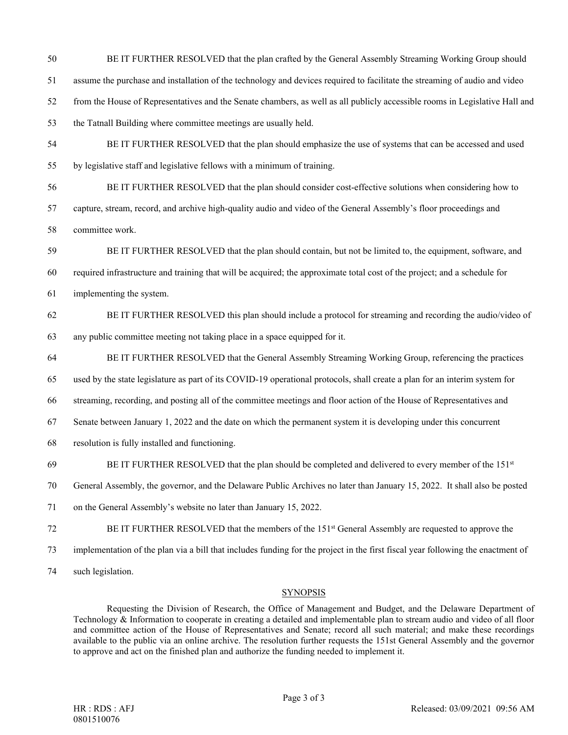BE IT FURTHER RESOLVED that the plan crafted by the General Assembly Streaming Working Group should assume the purchase and installation of the technology and devices required to facilitate the streaming of audio and video from the House of Representatives and the Senate chambers, as well as all publicly accessible rooms in Legislative Hall and the Tatnall Building where committee meetings are usually held.

BE IT FURTHER RESOLVED that the plan should emphasize the use of systems that can be accessed and used by legislative staff and legislative fellows with a minimum of training.

BE IT FURTHER RESOLVED that the plan should consider cost-effective solutions when considering how to capture, stream, record, and archive high-quality audio and video of the General Assembly's floor proceedings and committee work.

BE IT FURTHER RESOLVED that the plan should contain, but not be limited to, the equipment, software, and required infrastructure and training that will be acquired; the approximate total cost of the project; and a schedule for implementing the system.

BE IT FURTHER RESOLVED this plan should include a protocol for streaming and recording the audio/video of any public committee meeting not taking place in a space equipped for it.

BE IT FURTHER RESOLVED that the General Assembly Streaming Working Group, referencing the practices used by the state legislature as part of its COVID-19 operational protocols, shall create a plan for an interim system for streaming, recording, and posting all of the committee meetings and floor action of the House of Representatives and Senate between January 1, 2022 and the date on which the permanent system it is developing under this concurrent resolution is fully installed and functioning.

BE IT FURTHER RESOLVED that the plan should be completed and delivered to every member of the 151st General Assembly, the governor, and the Delaware Public Archives no later than January 15, 2022. It shall also be posted on the General Assembly's website no later than January 15, 2022.

BE IT FURTHER RESOLVED that the members of the 151st General Assembly are requested to approve the implementation of the plan via a bill that includes funding for the project in the first fiscal year following the enactment of such legislation.

## SYNOPSIS

Requesting the Division of Research, the Office of Management and Budget, and the Delaware Department of Technology & Information to cooperate in creating a detailed and implementable plan to stream audio and video of all floor and committee action of the House of Representatives and Senate; record all such material; and make these recordings available to the public via an online archive. The resolution further requests the 151st General Assembly and the governor to approve and act on the finished plan and authorize the funding needed to implement it.

HR : RDS : AFJ
0801510076

Released: 03/09/2021 09:56 AM